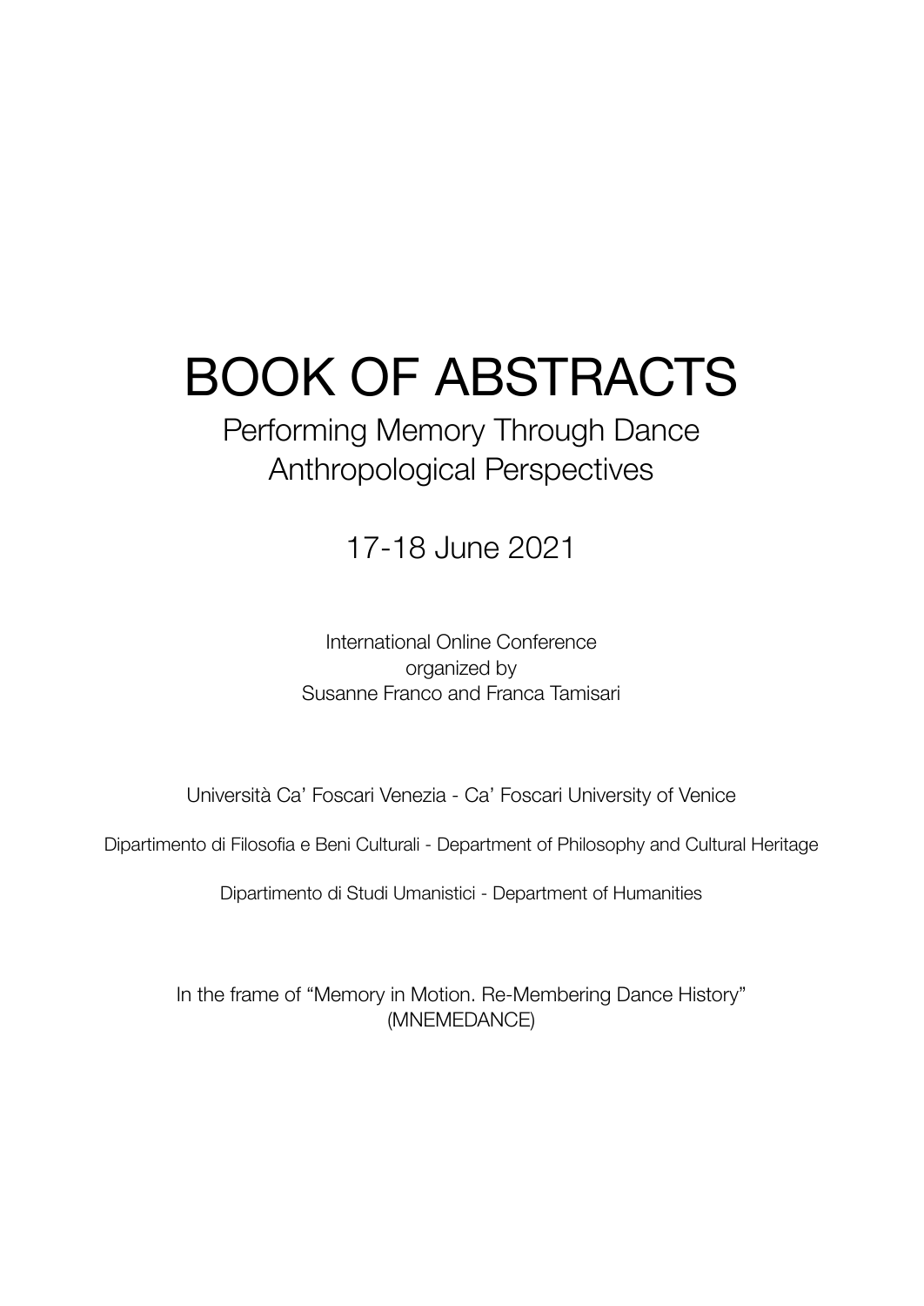# BOOK OF ABSTRACTS

## Performing Memory Through Dance
## Anthropological Perspectives

17-18 June 2021

International Online Conference
organized by
Susanne Franco and Franca Tamisari

Università Ca' Foscari Venezia - Ca' Foscari University of Venice

Dipartimento di Filosofia e Beni Culturali - Department of Philosophy and Cultural Heritage

Dipartimento di Studi Umanistici - Department of Humanities

In the frame of "Memory in Motion. Re-Membering Dance History"
(MNEMEDANCE)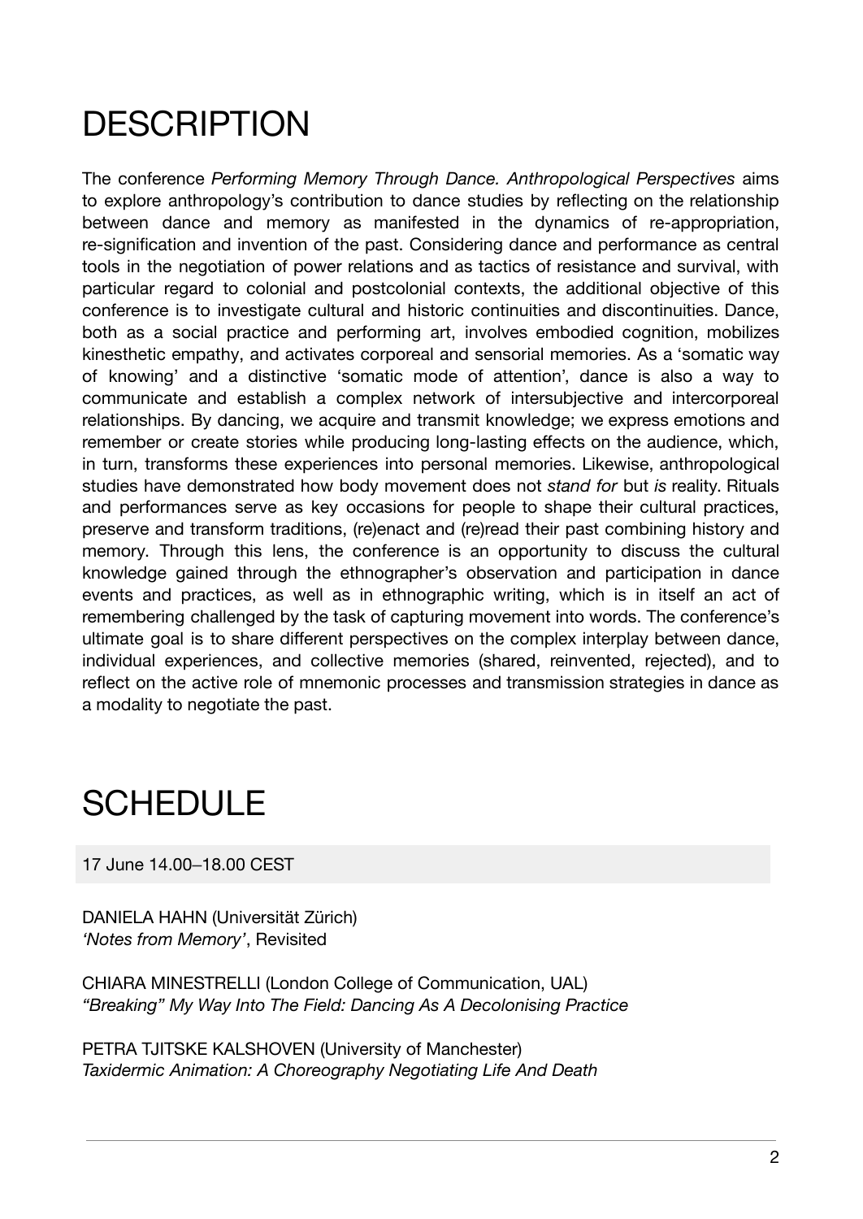# DESCRIPTION

The conference *Performing Memory Through Dance. Anthropological Perspectives* aims to explore anthropology's contribution to dance studies by reflecting on the relationship between dance and memory as manifested in the dynamics of re-appropriation, re-signification and invention of the past. Considering dance and performance as central tools in the negotiation of power relations and as tactics of resistance and survival, with particular regard to colonial and postcolonial contexts, the additional objective of this conference is to investigate cultural and historic continuities and discontinuities. Dance, both as a social practice and performing art, involves embodied cognition, mobilizes kinesthetic empathy, and activates corporeal and sensorial memories. As a 'somatic way of knowing' and a distinctive 'somatic mode of attention', dance is also a way to communicate and establish a complex network of intersubjective and intercorporeal relationships. By dancing, we acquire and transmit knowledge; we express emotions and remember or create stories while producing long-lasting effects on the audience, which, in turn, transforms these experiences into personal memories. Likewise, anthropological studies have demonstrated how body movement does not *stand for* but *is* reality. Rituals and performances serve as key occasions for people to shape their cultural practices, preserve and transform traditions, (re)enact and (re)read their past combining history and memory. Through this lens, the conference is an opportunity to discuss the cultural knowledge gained through the ethnographer's observation and participation in dance events and practices, as well as in ethnographic writing, which is in itself an act of remembering challenged by the task of capturing movement into words. The conference's ultimate goal is to share different perspectives on the complex interplay between dance, individual experiences, and collective memories (shared, reinvented, rejected), and to reflect on the active role of mnemonic processes and transmission strategies in dance as a modality to negotiate the past.

# SCHEDULE

17 June 14.00–18.00 CEST

DANIELA HAHN (Universität Zürich)
*'Notes from Memory'*, Revisited

CHIARA MINESTRELLI (London College of Communication, UAL)
*"Breaking" My Way Into The Field: Dancing As A Decolonising Practice*

PETRA TJITSKE KALSHOVEN (University of Manchester)
*Taxidermic Animation: A Choreography Negotiating Life And Death*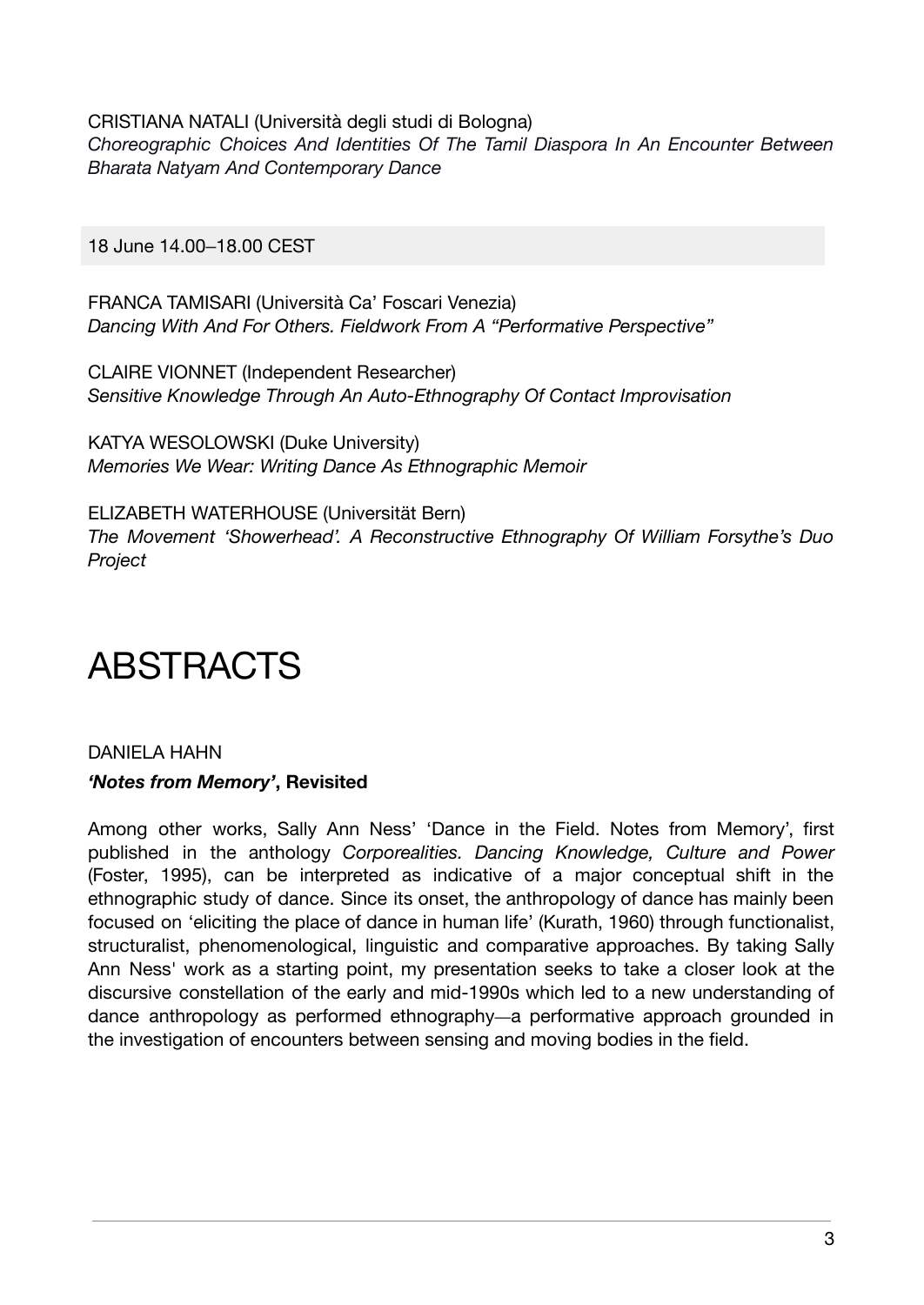CRISTIANA NATALI (Università degli studi di Bologna)
*Choreographic Choices And Identities Of The Tamil Diaspora In An Encounter Between Bharata Natyam And Contemporary Dance*

18 June 14.00–18.00 CEST

FRANCA TAMISARI (Università Ca' Foscari Venezia)
*Dancing With And For Others. Fieldwork From A "Performative Perspective"*

CLAIRE VIONNET (Independent Researcher)
*Sensitive Knowledge Through An Auto-Ethnography Of Contact Improvisation*

KATYA WESOLOWSKI (Duke University)
*Memories We Wear: Writing Dance As Ethnographic Memoir*

ELIZABETH WATERHOUSE (Universität Bern)
*The Movement 'Showerhead'. A Reconstructive Ethnography Of William Forsythe's Duo Project*

# ABSTRACTS

DANIELA HAHN

***'Notes from Memory'*, Revisited**

Among other works, Sally Ann Ness' 'Dance in the Field. Notes from Memory', first published in the anthology *Corporealities. Dancing Knowledge, Culture and Power* (Foster, 1995), can be interpreted as indicative of a major conceptual shift in the ethnographic study of dance. Since its onset, the anthropology of dance has mainly been focused on 'eliciting the place of dance in human life' (Kurath, 1960) through functionalist, structuralist, phenomenological, linguistic and comparative approaches. By taking Sally Ann Ness' work as a starting point, my presentation seeks to take a closer look at the discursive constellation of the early and mid-1990s which led to a new understanding of dance anthropology as performed ethnography—a performative approach grounded in the investigation of encounters between sensing and moving bodies in the field.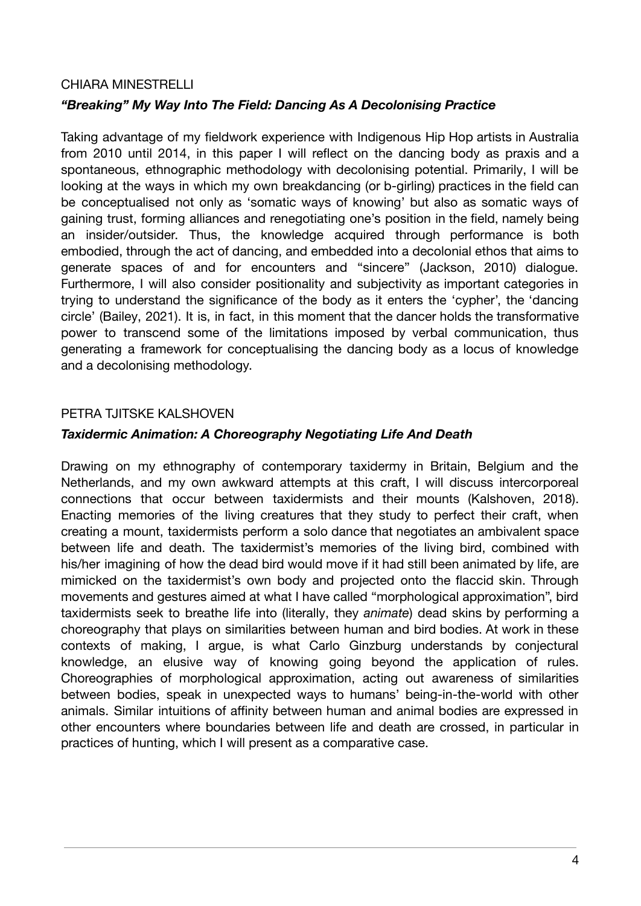CHIARA MINESTRELLI

### *“Breaking” My Way Into The Field: Dancing As A Decolonising Practice*

Taking advantage of my fieldwork experience with Indigenous Hip Hop artists in Australia from 2010 until 2014, in this paper I will reflect on the dancing body as praxis and a spontaneous, ethnographic methodology with decolonising potential. Primarily, I will be looking at the ways in which my own breakdancing (or b-girling) practices in the field can be conceptualised not only as ‘somatic ways of knowing’ but also as somatic ways of gaining trust, forming alliances and renegotiating one’s position in the field, namely being an insider/outsider. Thus, the knowledge acquired through performance is both embodied, through the act of dancing, and embedded into a decolonial ethos that aims to generate spaces of and for encounters and “sincere” (Jackson, 2010) dialogue. Furthermore, I will also consider positionality and subjectivity as important categories in trying to understand the significance of the body as it enters the ‘cypher’, the ‘dancing circle’ (Bailey, 2021). It is, in fact, in this moment that the dancer holds the transformative power to transcend some of the limitations imposed by verbal communication, thus generating a framework for conceptualising the dancing body as a locus of knowledge and a decolonising methodology.

PETRA TJITSKE KALSHOVEN

### *Taxidermic Animation: A Choreography Negotiating Life And Death*

Drawing on my ethnography of contemporary taxidermy in Britain, Belgium and the Netherlands, and my own awkward attempts at this craft, I will discuss intercorporeal connections that occur between taxidermists and their mounts (Kalshoven, 2018). Enacting memories of the living creatures that they study to perfect their craft, when creating a mount, taxidermists perform a solo dance that negotiates an ambivalent space between life and death. The taxidermist’s memories of the living bird, combined with his/her imagining of how the dead bird would move if it had still been animated by life, are mimicked on the taxidermist’s own body and projected onto the flaccid skin. Through movements and gestures aimed at what I have called “morphological approximation”, bird taxidermists seek to breathe life into (literally, they *animate*) dead skins by performing a choreography that plays on similarities between human and bird bodies. At work in these contexts of making, I argue, is what Carlo Ginzburg understands by conjectural knowledge, an elusive way of knowing going beyond the application of rules. Choreographies of morphological approximation, acting out awareness of similarities between bodies, speak in unexpected ways to humans’ being-in-the-world with other animals. Similar intuitions of affinity between human and animal bodies are expressed in other encounters where boundaries between life and death are crossed, in particular in practices of hunting, which I will present as a comparative case.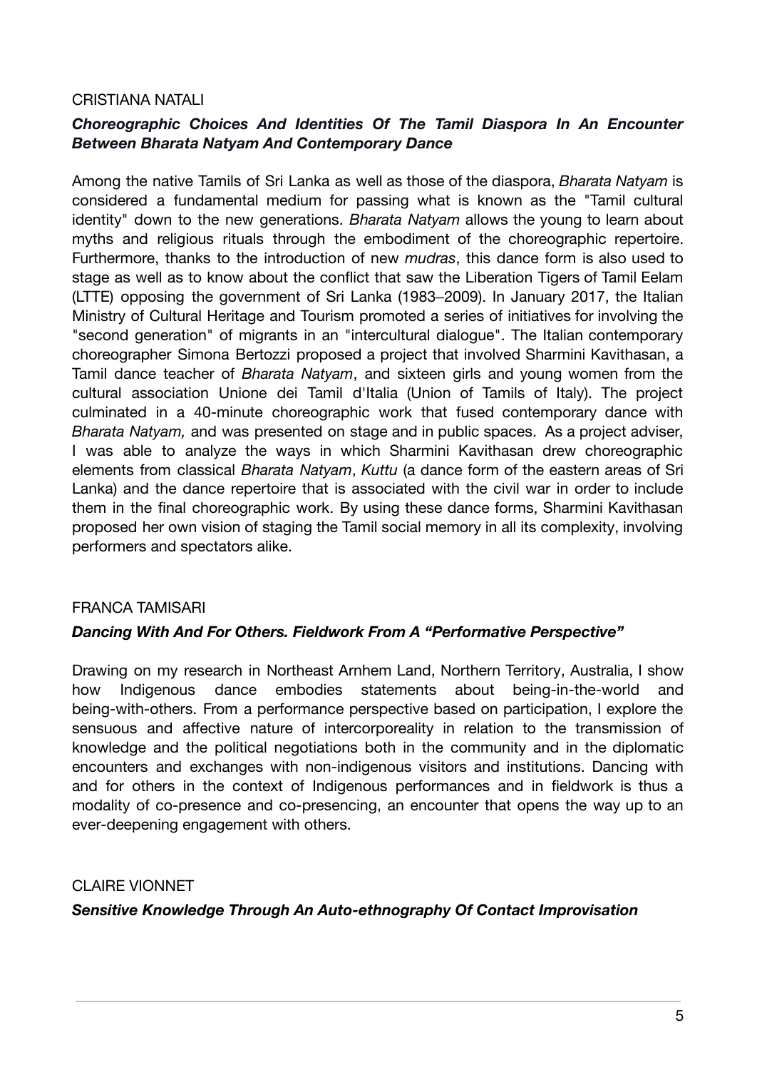CRISTIANA NATALI

### ***Choreographic Choices And Identities Of The Tamil Diaspora In An Encounter Between Bharata Natyam And Contemporary Dance***

Among the native Tamils of Sri Lanka as well as those of the diaspora, *Bharata Natyam* is considered a fundamental medium for passing what is known as the "Tamil cultural identity" down to the new generations. *Bharata Natyam* allows the young to learn about myths and religious rituals through the embodiment of the choreographic repertoire. Furthermore, thanks to the introduction of new *mudras*, this dance form is also used to stage as well as to know about the conflict that saw the Liberation Tigers of Tamil Eelam (LTTE) opposing the government of Sri Lanka (1983–2009). In January 2017, the Italian Ministry of Cultural Heritage and Tourism promoted a series of initiatives for involving the "second generation" of migrants in an "intercultural dialogue". The Italian contemporary choreographer Simona Bertozzi proposed a project that involved Sharmini Kavithasan, a Tamil dance teacher of *Bharata Natyam*, and sixteen girls and young women from the cultural association Unione dei Tamil d'Italia (Union of Tamils of Italy). The project culminated in a 40-minute choreographic work that fused contemporary dance with *Bharata Natyam,* and was presented on stage and in public spaces. As a project adviser, I was able to analyze the ways in which Sharmini Kavithasan drew choreographic elements from classical *Bharata Natyam*, *Kuttu* (a dance form of the eastern areas of Sri Lanka) and the dance repertoire that is associated with the civil war in order to include them in the final choreographic work. By using these dance forms, Sharmini Kavithasan proposed her own vision of staging the Tamil social memory in all its complexity, involving performers and spectators alike.

FRANCA TAMISARI

### ***Dancing With And For Others. Fieldwork From A "Performative Perspective"***

Drawing on my research in Northeast Arnhem Land, Northern Territory, Australia, I show how Indigenous dance embodies statements about being-in-the-world and being-with-others. From a performance perspective based on participation, I explore the sensuous and affective nature of intercorporeality in relation to the transmission of knowledge and the political negotiations both in the community and in the diplomatic encounters and exchanges with non-indigenous visitors and institutions. Dancing with and for others in the context of Indigenous performances and in fieldwork is thus a modality of co-presence and co-presencing, an encounter that opens the way up to an ever-deepening engagement with others.

CLAIRE VIONNET

### ***Sensitive Knowledge Through An Auto-ethnography Of Contact Improvisation***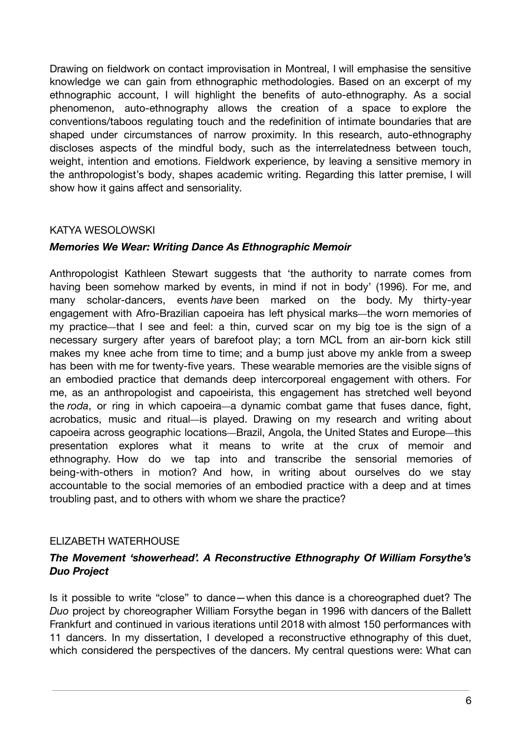Drawing on fieldwork on contact improvisation in Montreal, I will emphasise the sensitive knowledge we can gain from ethnographic methodologies. Based on an excerpt of my ethnographic account, I will highlight the benefits of auto-ethnography. As a social phenomenon, auto-ethnography allows the creation of a space to explore the conventions/taboos regulating touch and the redefinition of intimate boundaries that are shaped under circumstances of narrow proximity. In this research, auto-ethnography discloses aspects of the mindful body, such as the interrelatedness between touch, weight, intention and emotions. Fieldwork experience, by leaving a sensitive memory in the anthropologist's body, shapes academic writing. Regarding this latter premise, I will show how it gains affect and sensoriality.

KATYA WESOLOWSKI

***Memories We Wear: Writing Dance As Ethnographic Memoir***

Anthropologist Kathleen Stewart suggests that 'the authority to narrate comes from having been somehow marked by events, in mind if not in body' (1996). For me, and many scholar-dancers, events *have* been marked on the body. My thirty-year engagement with Afro-Brazilian capoeira has left physical marks—the worn memories of my practice—that I see and feel: a thin, curved scar on my big toe is the sign of a necessary surgery after years of barefoot play; a torn MCL from an air-born kick still makes my knee ache from time to time; and a bump just above my ankle from a sweep has been with me for twenty-five years. These wearable memories are the visible signs of an embodied practice that demands deep intercorporeal engagement with others. For me, as an anthropologist and capoeirista, this engagement has stretched well beyond the *roda*, or ring in which capoeira—a dynamic combat game that fuses dance, fight, acrobatics, music and ritual—is played. Drawing on my research and writing about capoeira across geographic locations—Brazil, Angola, the United States and Europe—this presentation explores what it means to write at the crux of memoir and ethnography. How do we tap into and transcribe the sensorial memories of being-with-others in motion? And how, in writing about ourselves do we stay accountable to the social memories of an embodied practice with a deep and at times troubling past, and to others with whom we share the practice?

ELIZABETH WATERHOUSE

***The Movement 'showerhead'. A Reconstructive Ethnography Of William Forsythe's Duo Project***

Is it possible to write "close" to dance—when this dance is a choreographed duet? The *Duo* project by choreographer William Forsythe began in 1996 with dancers of the Ballett Frankfurt and continued in various iterations until 2018 with almost 150 performances with 11 dancers. In my dissertation, I developed a reconstructive ethnography of this duet, which considered the perspectives of the dancers. My central questions were: What can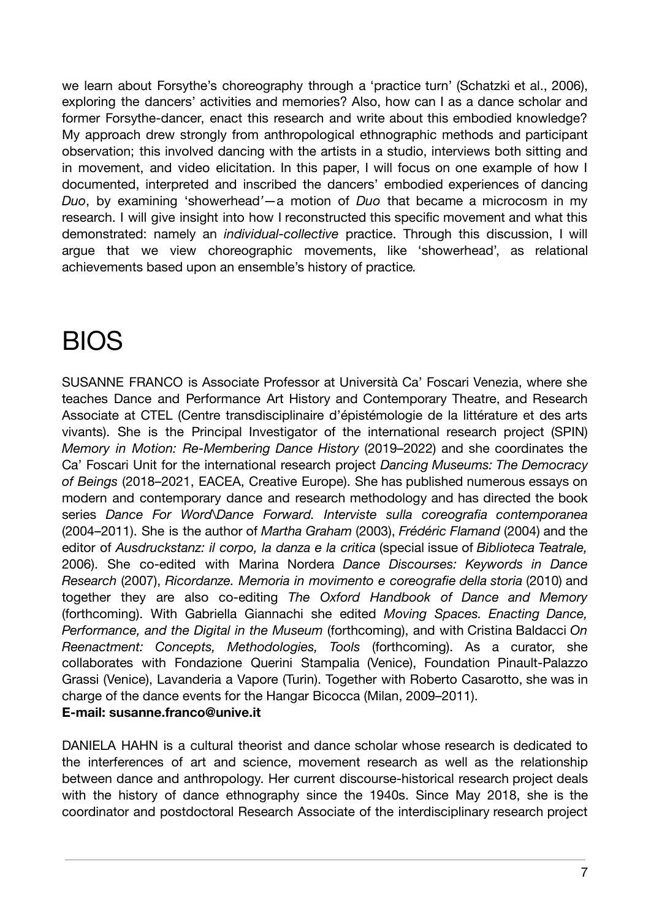we learn about Forsythe's choreography through a 'practice turn' (Schatzki et al., 2006), exploring the dancers' activities and memories? Also, how can I as a dance scholar and former Forsythe-dancer, enact this research and write about this embodied knowledge? My approach drew strongly from anthropological ethnographic methods and participant observation; this involved dancing with the artists in a studio, interviews both sitting and in movement, and video elicitation. In this paper, I will focus on one example of how I documented, interpreted and inscribed the dancers' embodied experiences of dancing *Duo*, by examining 'showerhead'—a motion of *Duo* that became a microcosm in my research. I will give insight into how I reconstructed this specific movement and what this demonstrated: namely an *individual-collective* practice. Through this discussion, I will argue that we view choreographic movements, like 'showerhead', as relational achievements based upon an ensemble's history of practice.

# BIOS

SUSANNE FRANCO is Associate Professor at Università Ca' Foscari Venezia, where she teaches Dance and Performance Art History and Contemporary Theatre, and Research Associate at CTEL (Centre transdisciplinaire d'épistémologie de la littérature et des arts vivants). She is the Principal Investigator of the international research project (SPIN) *Memory in Motion: Re-Membering Dance History* (2019–2022) and she coordinates the Ca' Foscari Unit for the international research project *Dancing Museums: The Democracy of Beings* (2018–2021, EACEA, Creative Europe). She has published numerous essays on modern and contemporary dance and research methodology and has directed the book series *Dance For Word\Dance Forward. Interviste sulla coreografia contemporanea* (2004–2011). She is the author of *Martha Graham* (2003), *Frédéric Flamand* (2004) and the editor of *Ausdruckstanz: il corpo, la danza e la critica* (special issue of *Biblioteca Teatrale,* 2006). She co-edited with Marina Nordera *Dance Discourses: Keywords in Dance Research* (2007), *Ricordanze. Memoria in movimento e coreografie della storia* (2010) and together they are also co-editing *The Oxford Handbook of Dance and Memory* (forthcoming). With Gabriella Giannachi she edited *Moving Spaces. Enacting Dance, Performance, and the Digital in the Museum* (forthcoming), and with Cristina Baldacci *On Reenactment: Concepts, Methodologies, Tools* (forthcoming). As a curator, she collaborates with Fondazione Querini Stampalia (Venice), Foundation Pinault-Palazzo Grassi (Venice), Lavanderia a Vapore (Turin). Together with Roberto Casarotto, she was in charge of the dance events for the Hangar Bicocca (Milan, 2009–2011).
**E-mail: susanne.franco@unive.it**

DANIELA HAHN is a cultural theorist and dance scholar whose research is dedicated to the interferences of art and science, movement research as well as the relationship between dance and anthropology. Her current discourse-historical research project deals with the history of dance ethnography since the 1940s. Since May 2018, she is the coordinator and postdoctoral Research Associate of the interdisciplinary research project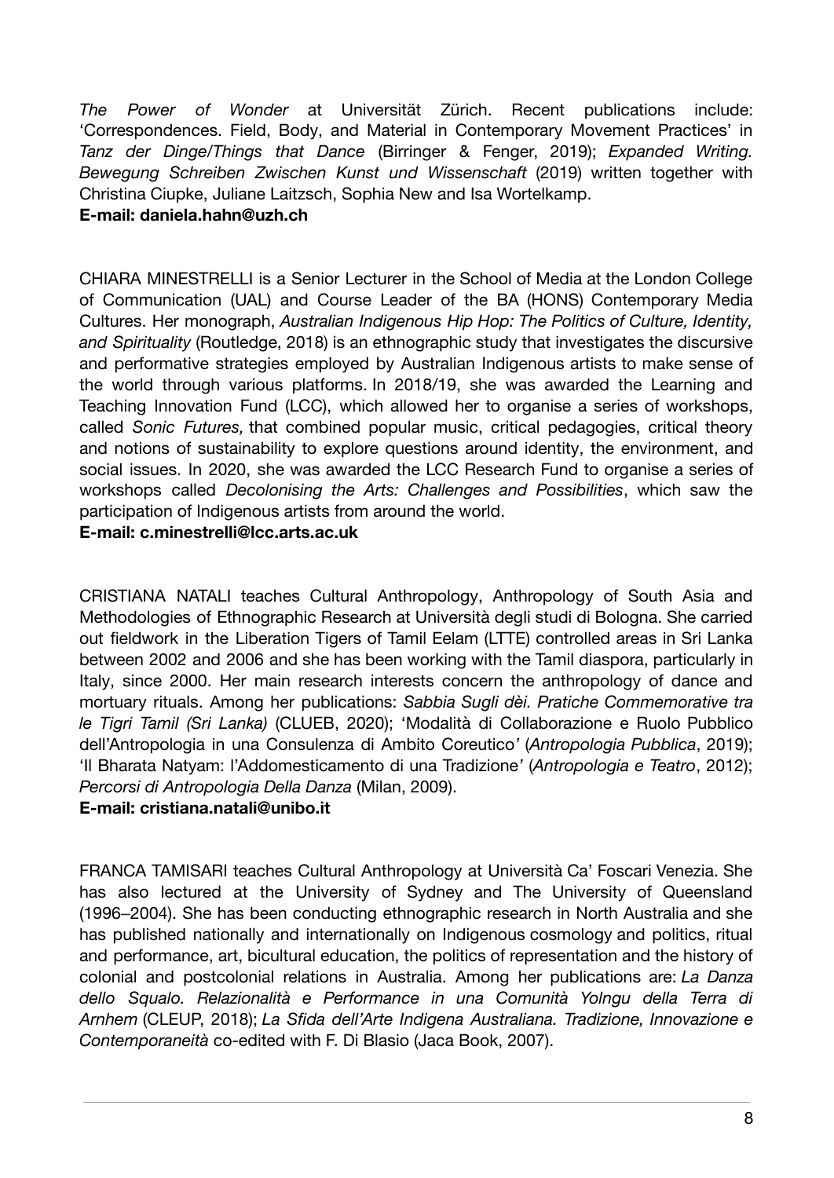*The Power of Wonder* at Universität Zürich. Recent publications include: 'Correspondences. Field, Body, and Material in Contemporary Movement Practices' in *Tanz der Dinge/Things that Dance* (Birringer & Fenger, 2019); *Expanded Writing. Bewegung Schreiben Zwischen Kunst und Wissenschaft* (2019) written together with Christina Ciupke, Juliane Laitzsch, Sophia New and Isa Wortelkamp.
**E-mail: daniela.hahn@uzh.ch**

CHIARA MINESTRELLI is a Senior Lecturer in the School of Media at the London College of Communication (UAL) and Course Leader of the BA (HONS) Contemporary Media Cultures. Her monograph, *Australian Indigenous Hip Hop: The Politics of Culture, Identity, and Spirituality* (Routledge, 2018) is an ethnographic study that investigates the discursive and performative strategies employed by Australian Indigenous artists to make sense of the world through various platforms. In 2018/19, she was awarded the Learning and Teaching Innovation Fund (LCC), which allowed her to organise a series of workshops, called *Sonic Futures,* that combined popular music, critical pedagogies, critical theory and notions of sustainability to explore questions around identity, the environment, and social issues. In 2020, she was awarded the LCC Research Fund to organise a series of workshops called *Decolonising the Arts: Challenges and Possibilities*, which saw the participation of Indigenous artists from around the world.
**E-mail: c.minestrelli@lcc.arts.ac.uk**

CRISTIANA NATALI teaches Cultural Anthropology, Anthropology of South Asia and Methodologies of Ethnographic Research at Università degli studi di Bologna. She carried out fieldwork in the Liberation Tigers of Tamil Eelam (LTTE) controlled areas in Sri Lanka between 2002 and 2006 and she has been working with the Tamil diaspora, particularly in Italy, since 2000. Her main research interests concern the anthropology of dance and mortuary rituals. Among her publications: *Sabbia Sugli dèi. Pratiche Commemorative tra le Tigri Tamil (Sri Lanka)* (CLUEB, 2020); 'Modalità di Collaborazione e Ruolo Pubblico dell'Antropologia in una Consulenza di Ambito Coreutico' (*Antropologia Pubblica*, 2019); 'Il Bharata Natyam: l'Addomesticamento di una Tradizione' (*Antropologia e Teatro*, 2012); *Percorsi di Antropologia Della Danza* (Milan, 2009).
**E-mail: cristiana.natali@unibo.it**

FRANCA TAMISARI teaches Cultural Anthropology at Università Ca' Foscari Venezia. She has also lectured at the University of Sydney and The University of Queensland (1996–2004). She has been conducting ethnographic research in North Australia and she has published nationally and internationally on Indigenous cosmology and politics, ritual and performance, art, bicultural education, the politics of representation and the history of colonial and postcolonial relations in Australia. Among her publications are: *La Danza dello Squalo. Relazionalità e Performance in una Comunità Yolngu della Terra di Arnhem* (CLEUP, 2018); *La Sfida dell'Arte Indigena Australiana. Tradizione, Innovazione e Contemporaneità* co-edited with F. Di Blasio (Jaca Book, 2007).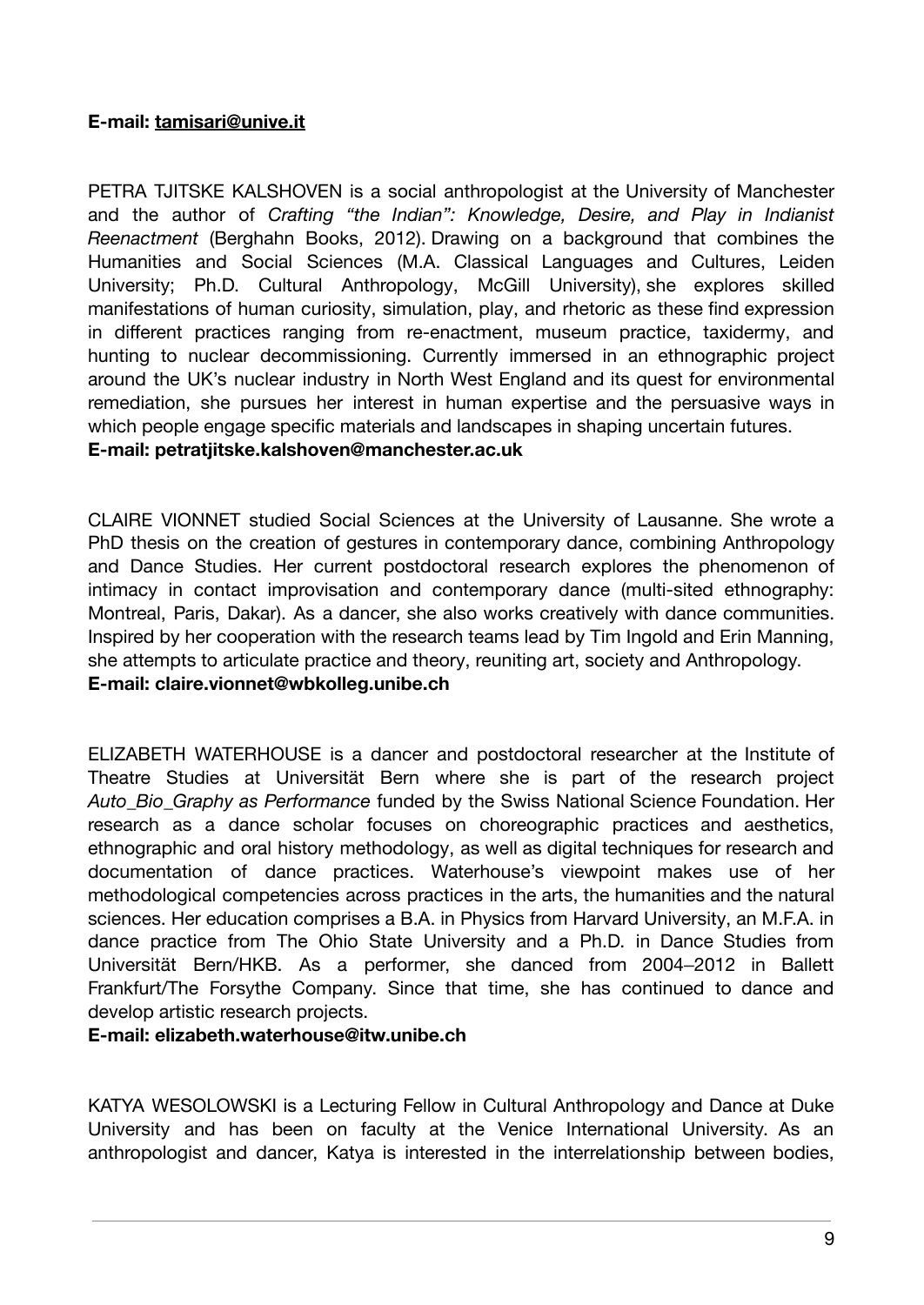**E-mail: tamisari@unive.it**

PETRA TJITSKE KALSHOVEN is a social anthropologist at the University of Manchester and the author of *Crafting "the Indian": Knowledge, Desire, and Play in Indianist Reenactment* (Berghahn Books, 2012). Drawing on a background that combines the Humanities and Social Sciences (M.A. Classical Languages and Cultures, Leiden University; Ph.D. Cultural Anthropology, McGill University), she explores skilled manifestations of human curiosity, simulation, play, and rhetoric as these find expression in different practices ranging from re-enactment, museum practice, taxidermy, and hunting to nuclear decommissioning. Currently immersed in an ethnographic project around the UK's nuclear industry in North West England and its quest for environmental remediation, she pursues her interest in human expertise and the persuasive ways in which people engage specific materials and landscapes in shaping uncertain futures.
**E-mail: petratjitske.kalshoven@manchester.ac.uk**

CLAIRE VIONNET studied Social Sciences at the University of Lausanne. She wrote a PhD thesis on the creation of gestures in contemporary dance, combining Anthropology and Dance Studies. Her current postdoctoral research explores the phenomenon of intimacy in contact improvisation and contemporary dance (multi-sited ethnography: Montreal, Paris, Dakar). As a dancer, she also works creatively with dance communities. Inspired by her cooperation with the research teams lead by Tim Ingold and Erin Manning, she attempts to articulate practice and theory, reuniting art, society and Anthropology.
**E-mail: claire.vionnet@wbkolleg.unibe.ch**

ELIZABETH WATERHOUSE is a dancer and postdoctoral researcher at the Institute of Theatre Studies at Universität Bern where she is part of the research project *Auto_Bio_Graphy as Performance* funded by the Swiss National Science Foundation. Her research as a dance scholar focuses on choreographic practices and aesthetics, ethnographic and oral history methodology, as well as digital techniques for research and documentation of dance practices. Waterhouse's viewpoint makes use of her methodological competencies across practices in the arts, the humanities and the natural sciences. Her education comprises a B.A. in Physics from Harvard University, an M.F.A. in dance practice from The Ohio State University and a Ph.D. in Dance Studies from Universität Bern/HKB. As a performer, she danced from 2004–2012 in Ballett Frankfurt/The Forsythe Company. Since that time, she has continued to dance and develop artistic research projects.
**E-mail: elizabeth.waterhouse@itw.unibe.ch**

KATYA WESOLOWSKI is a Lecturing Fellow in Cultural Anthropology and Dance at Duke University and has been on faculty at the Venice International University. As an anthropologist and dancer, Katya is interested in the interrelationship between bodies,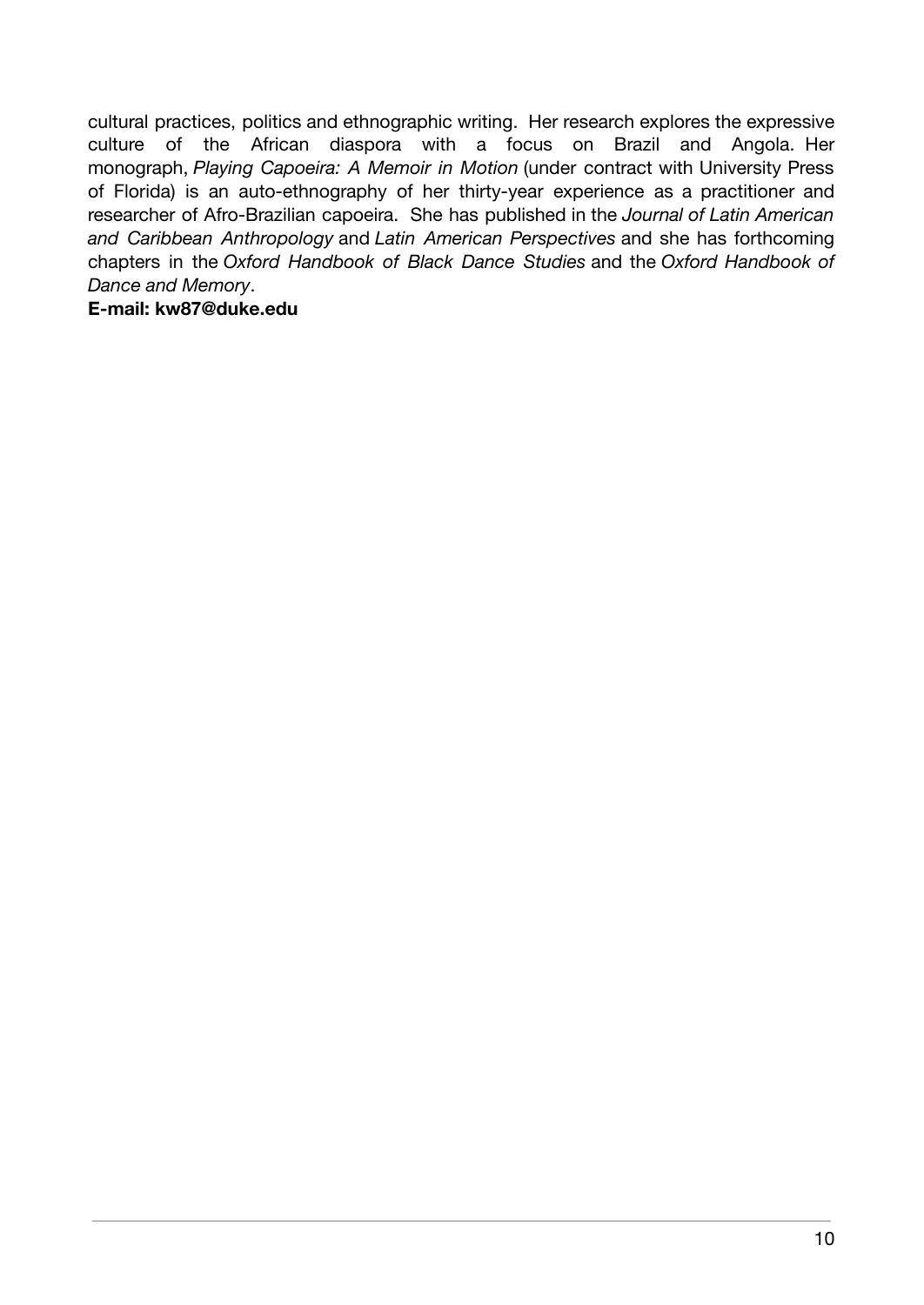cultural practices, politics and ethnographic writing. Her research explores the expressive culture of the African diaspora with a focus on Brazil and Angola. Her monograph, *Playing Capoeira: A Memoir in Motion* (under contract with University Press of Florida) is an auto-ethnography of her thirty-year experience as a practitioner and researcher of Afro-Brazilian capoeira. She has published in the *Journal of Latin American and Caribbean Anthropology* and *Latin American Perspectives* and she has forthcoming chapters in the *Oxford Handbook of Black Dance Studies* and the *Oxford Handbook of Dance and Memory*.

**E-mail: kw87@duke.edu**